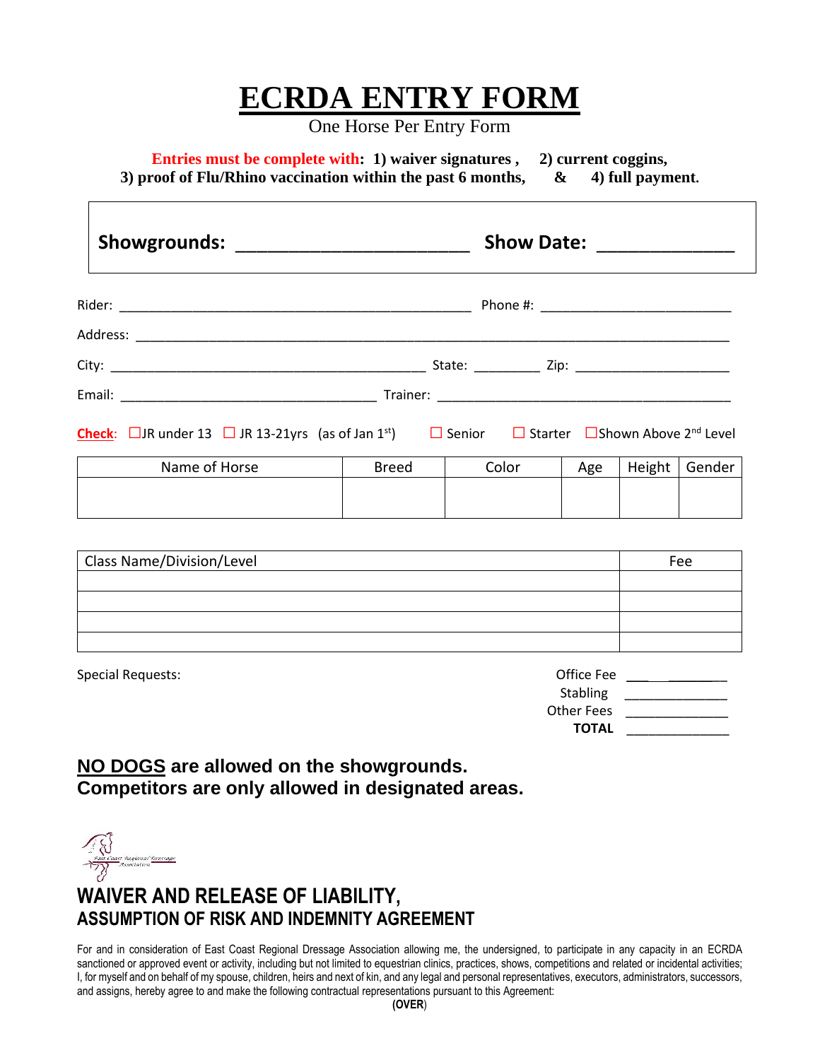# ECRDA ENTRY FORM

One Horse Per Entry Form

**Entries must be complete with: 1) waiver signatures , 2) current coggins, 3) proof of Flu/Rhino vaccination within the past 6 months, & 4) full payment.**

**Showgrounds: ______________________ Show Date: _____________**

Rider: _______________________________________________ Phone #: ________________________

Address: ________________________________________________________________________________

City: __________________________________________ State: _________ Zip: ____________________

Email: ___________________________________ Trainer: ________________________________________

**Check**: ☐JR under 13 ☐ JR 13-21yrs (as of Jan 1st) ☐ Senior ☐ Starter ☐Shown Above 2nd Level

| Name of Horse | Breed | Color | Age | Height | Gender |
|---|---|---|---|---|---|
| | | | | | |

| Class Name/Division/Level | Fee |
|---|---|
| | |
| | |
| | |
| | |

Special Requests:

Office Fee ___________

Stabling ___________

Other Fees ___________

**TOTAL** ___________

**NO DOGS are allowed on the showgrounds.**
**Competitors are only allowed in designated areas.**

## WAIVER AND RELEASE OF LIABILITY,
### ASSUMPTION OF RISK AND INDEMNITY AGREEMENT

For and in consideration of East Coast Regional Dressage Association allowing me, the undersigned, to participate in any capacity in an ECRDA sanctioned or approved event or activity, including but not limited to equestrian clinics, practices, shows, competitions and related or incidental activities; I, for myself and on behalf of my spouse, children, heirs and next of kin, and any legal and personal representatives, executors, administrators, successors, and assigns, hereby agree to and make the following contractual representations pursuant to this Agreement:

**(OVER)**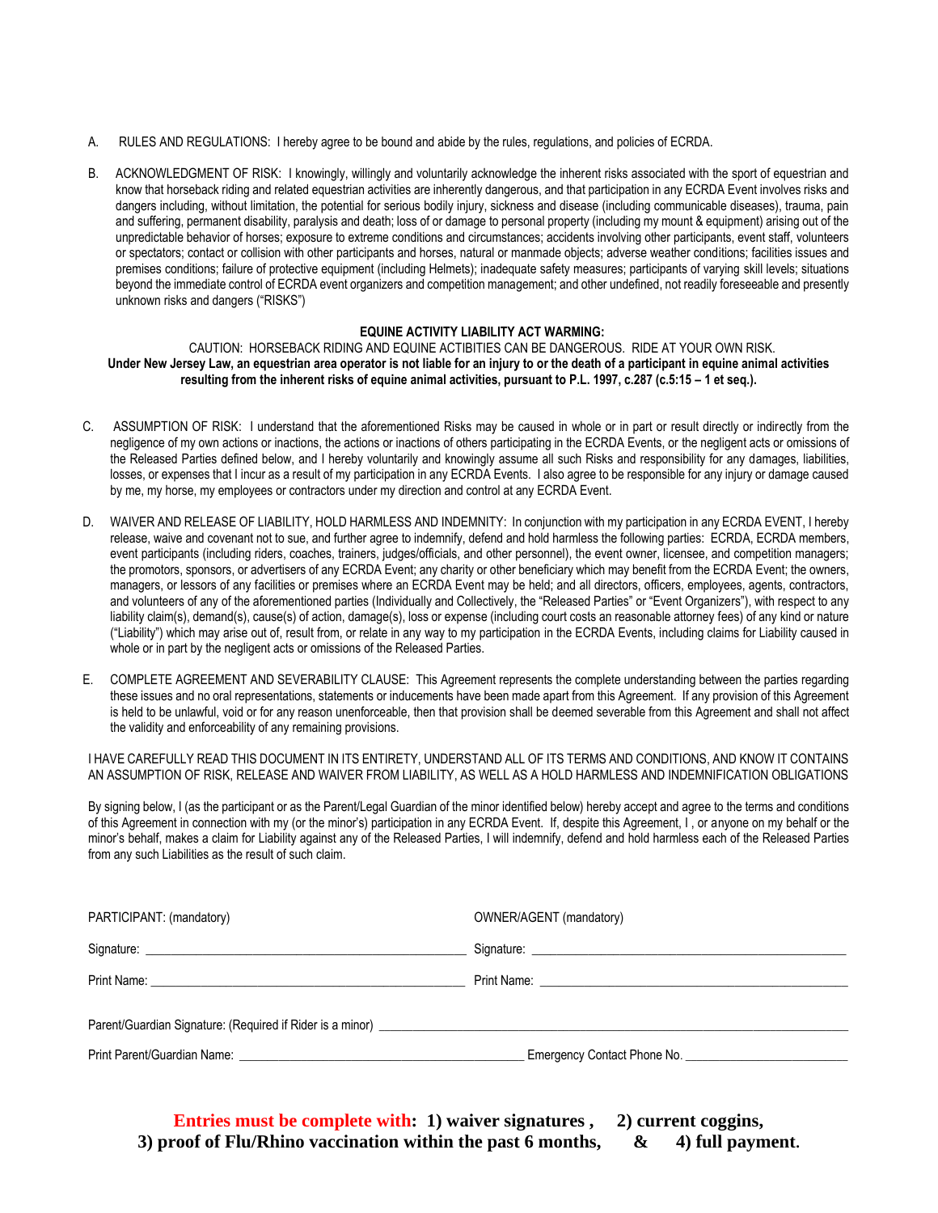A. RULES AND REGULATIONS: I hereby agree to be bound and abide by the rules, regulations, and policies of ECRDA.

B. ACKNOWLEDGMENT OF RISK: I knowingly, willingly and voluntarily acknowledge the inherent risks associated with the sport of equestrian and know that horseback riding and related equestrian activities are inherently dangerous, and that participation in any ECRDA Event involves risks and dangers including, without limitation, the potential for serious bodily injury, sickness and disease (including communicable diseases), trauma, pain and suffering, permanent disability, paralysis and death; loss of or damage to personal property (including my mount & equipment) arising out of the unpredictable behavior of horses; exposure to extreme conditions and circumstances; accidents involving other participants, event staff, volunteers or spectators; contact or collision with other participants and horses, natural or manmade objects; adverse weather conditions; facilities issues and premises conditions; failure of protective equipment (including Helmets); inadequate safety measures; participants of varying skill levels; situations beyond the immediate control of ECRDA event organizers and competition management; and other undefined, not readily foreseeable and presently unknown risks and dangers ("RISKS")

**EQUINE ACTIVITY LIABILITY ACT WARMING:**

CAUTION: HORSEBACK RIDING AND EQUINE ACTIBITIES CAN BE DANGEROUS. RIDE AT YOUR OWN RISK.

**Under New Jersey Law, an equestrian area operator is not liable for an injury to or the death of a participant in equine animal activities resulting from the inherent risks of equine animal activities, pursuant to P.L. 1997, c.287 (c.5:15 – 1 et seq.).**

C. ASSUMPTION OF RISK: I understand that the aforementioned Risks may be caused in whole or in part or result directly or indirectly from the negligence of my own actions or inactions, the actions or inactions of others participating in the ECRDA Events, or the negligent acts or omissions of the Released Parties defined below, and I hereby voluntarily and knowingly assume all such Risks and responsibility for any damages, liabilities, losses, or expenses that I incur as a result of my participation in any ECRDA Events. I also agree to be responsible for any injury or damage caused by me, my horse, my employees or contractors under my direction and control at any ECRDA Event.

D. WAIVER AND RELEASE OF LIABILITY, HOLD HARMLESS AND INDEMNITY: In conjunction with my participation in any ECRDA EVENT, I hereby release, waive and covenant not to sue, and further agree to indemnify, defend and hold harmless the following parties: ECRDA, ECRDA members, event participants (including riders, coaches, trainers, judges/officials, and other personnel), the event owner, licensee, and competition managers; the promotors, sponsors, or advertisers of any ECRDA Event; any charity or other beneficiary which may benefit from the ECRDA Event; the owners, managers, or lessors of any facilities or premises where an ECRDA Event may be held; and all directors, officers, employees, agents, contractors, and volunteers of any of the aforementioned parties (Individually and Collectively, the "Released Parties" or "Event Organizers"), with respect to any liability claim(s), demand(s), cause(s) of action, damage(s), loss or expense (including court costs an reasonable attorney fees) of any kind or nature ("Liability") which may arise out of, result from, or relate in any way to my participation in the ECRDA Events, including claims for Liability caused in whole or in part by the negligent acts or omissions of the Released Parties.

E. COMPLETE AGREEMENT AND SEVERABILITY CLAUSE: This Agreement represents the complete understanding between the parties regarding these issues and no oral representations, statements or inducements have been made apart from this Agreement. If any provision of this Agreement is held to be unlawful, void or for any reason unenforceable, then that provision shall be deemed severable from this Agreement and shall not affect the validity and enforceability of any remaining provisions.

I HAVE CAREFULLY READ THIS DOCUMENT IN ITS ENTIRETY, UNDERSTAND ALL OF ITS TERMS AND CONDITIONS, AND KNOW IT CONTAINS AN ASSUMPTION OF RISK, RELEASE AND WAIVER FROM LIABILITY, AS WELL AS A HOLD HARMLESS AND INDEMNIFICATION OBLIGATIONS

By signing below, I (as the participant or as the Parent/Legal Guardian of the minor identified below) hereby accept and agree to the terms and conditions of this Agreement in connection with my (or the minor's) participation in any ECRDA Event. If, despite this Agreement, I , or anyone on my behalf or the minor's behalf, makes a claim for Liability against any of the Released Parties, I will indemnify, defend and hold harmless each of the Released Parties from any such Liabilities as the result of such claim.

PARTICIPANT: (mandatory)

Signature: ______________________________

Print Name: ______________________________

OWNER/AGENT (mandatory)

Signature: ______________________________

Print Name: ______________________________

Parent/Guardian Signature: (Required if Rider is a minor) ______________________________

Print Parent/Guardian Name: ______________________________ Emergency Contact Phone No. ____________________

**Entries must be complete with: 1) waiver signatures , 2) current coggins, 3) proof of Flu/Rhino vaccination within the past 6 months, & 4) full payment.**